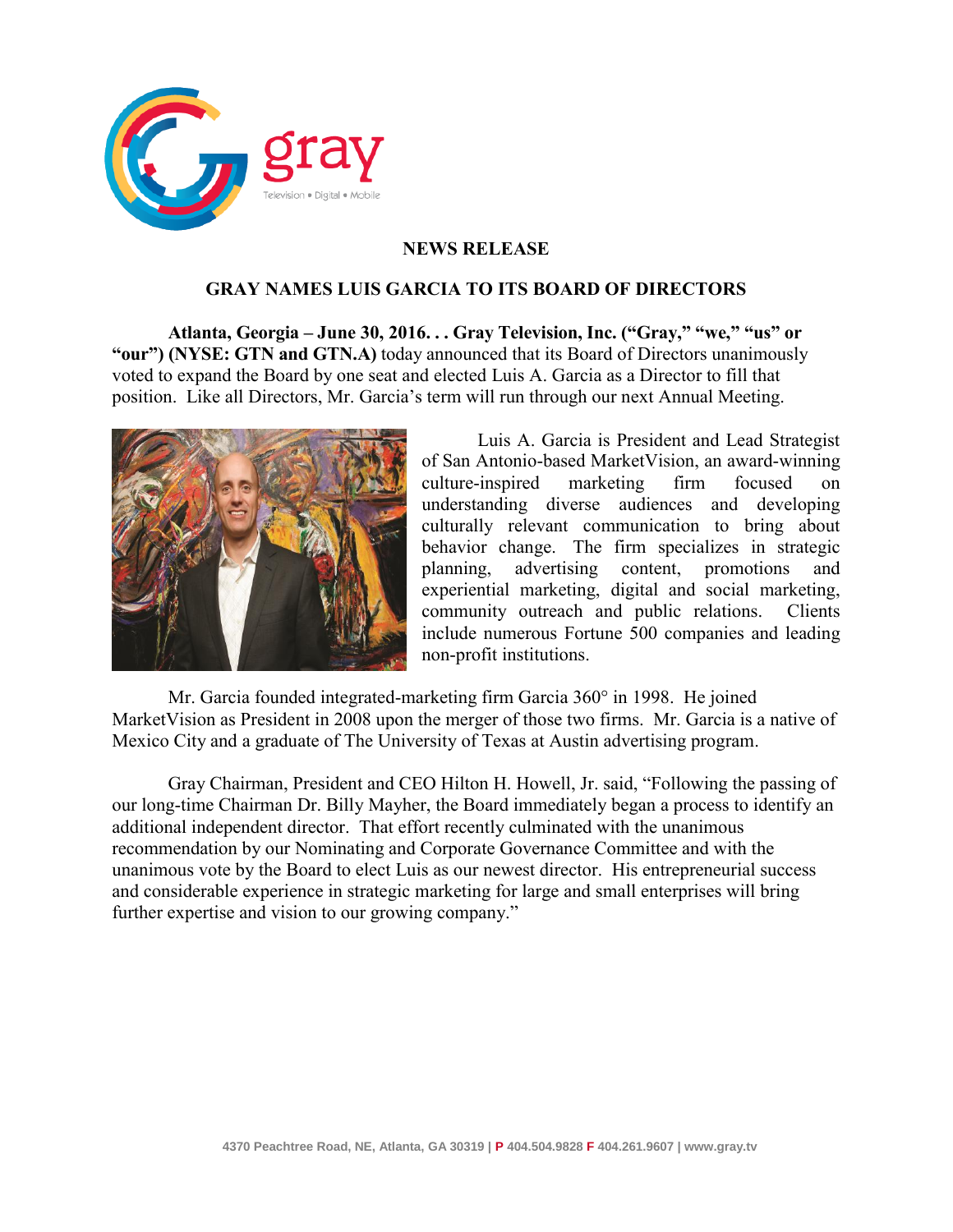## NEWS RELEASE

## GRAY NAMES LUIS GARCIA TO ITS BOARD OF DIRECTORS

**Atlanta, Georgia – June 30, 2016. . . Gray Television, Inc. ("Gray," "we," "us" or "our") (NYSE: GTN and GTN.A)** today announced that its Board of Directors unanimously voted to expand the Board by one seat and elected Luis A. Garcia as a Director to fill that position. Like all Directors, Mr. Garcia's term will run through our next Annual Meeting.

Luis A. Garcia is President and Lead Strategist of San Antonio-based MarketVision, an award-winning culture-inspired marketing firm focused on understanding diverse audiences and developing culturally relevant communication to bring about behavior change. The firm specializes in strategic planning, advertising content, promotions and experiential marketing, digital and social marketing, community outreach and public relations. Clients include numerous Fortune 500 companies and leading non-profit institutions.

Mr. Garcia founded integrated-marketing firm Garcia 360° in 1998. He joined MarketVision as President in 2008 upon the merger of those two firms. Mr. Garcia is a native of Mexico City and a graduate of The University of Texas at Austin advertising program.

Gray Chairman, President and CEO Hilton H. Howell, Jr. said, "Following the passing of our long-time Chairman Dr. Billy Mayher, the Board immediately began a process to identify an additional independent director. That effort recently culminated with the unanimous recommendation by our Nominating and Corporate Governance Committee and with the unanimous vote by the Board to elect Luis as our newest director. His entrepreneurial success and considerable experience in strategic marketing for large and small enterprises will bring further expertise and vision to our growing company."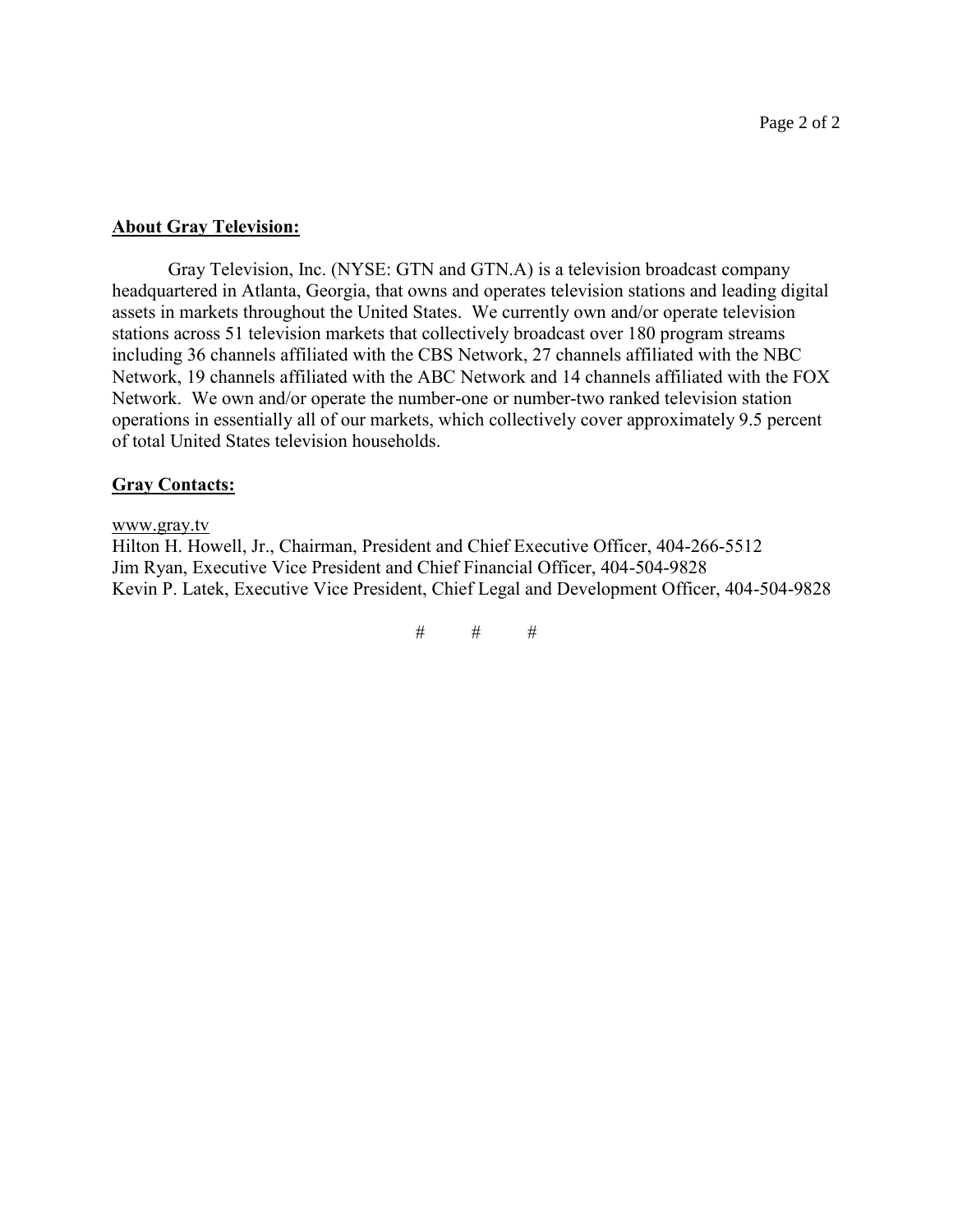**About Gray Television:**

Gray Television, Inc. (NYSE: GTN and GTN.A) is a television broadcast company headquartered in Atlanta, Georgia, that owns and operates television stations and leading digital assets in markets throughout the United States. We currently own and/or operate television stations across 51 television markets that collectively broadcast over 180 program streams including 36 channels affiliated with the CBS Network, 27 channels affiliated with the NBC Network, 19 channels affiliated with the ABC Network and 14 channels affiliated with the FOX Network. We own and/or operate the number-one or number-two ranked television station operations in essentially all of our markets, which collectively cover approximately 9.5 percent of total United States television households.

**Gray Contacts:**

www.gray.tv
Hilton H. Howell, Jr., Chairman, President and Chief Executive Officer, 404-266-5512
Jim Ryan, Executive Vice President and Chief Financial Officer, 404-504-9828
Kevin P. Latek, Executive Vice President, Chief Legal and Development Officer, 404-504-9828

# # #